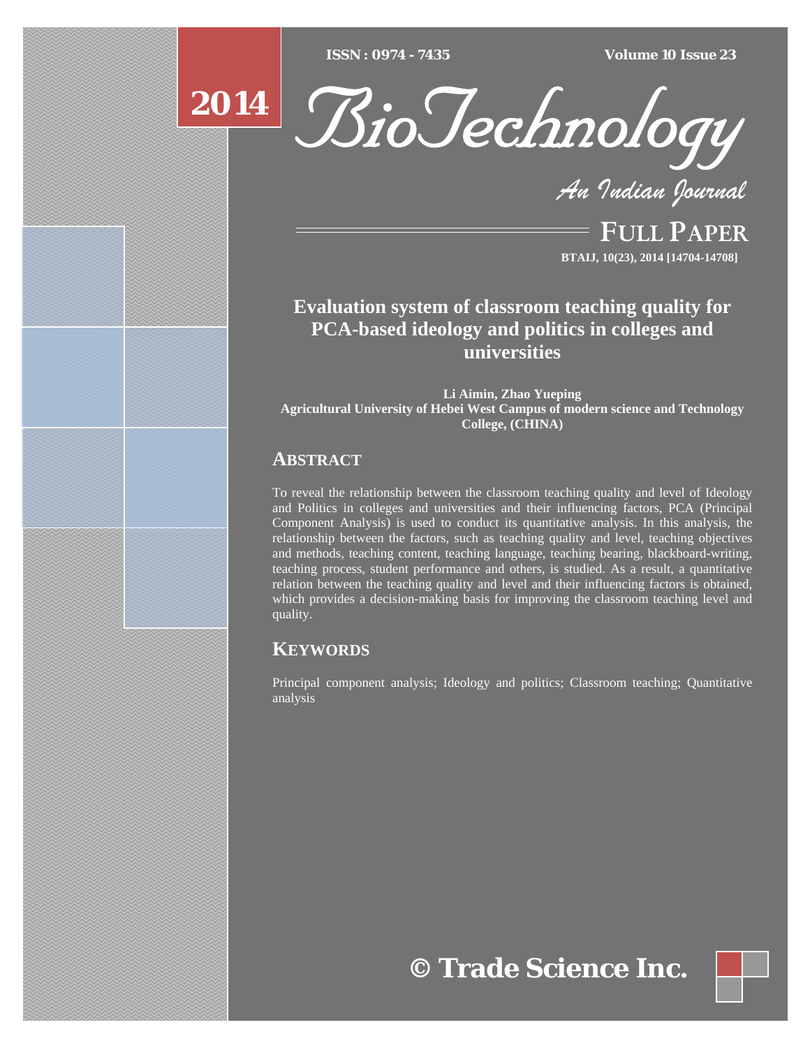ISSN : 0974 - 7435

Volume 10 Issue 23

2014

*BioTechnology*

*An Indian Journal*

FULL PAPER

# Evaluation system of classroom teaching quality for PCA-based ideology and politics in colleges and universities

**Li Aimin, Zhao Yueping**

**Agricultural University of Hebei West Campus of modern science and Technology College, (CHINA)**

## ABSTRACT

To reveal the relationship between the classroom teaching quality and level of Ideology and Politics in colleges and universities and their influencing factors, PCA (Principal Component Analysis) is used to conduct its quantitative analysis. In this analysis, the relationship between the factors, such as teaching quality and level, teaching objectives and methods, teaching content, teaching language, teaching bearing, blackboard-writing, teaching process, student performance and others, is studied. As a result, a quantitative relation between the teaching quality and level and their influencing factors is obtained, which provides a decision-making basis for improving the classroom teaching level and quality.

## KEYWORDS

Principal component analysis; Ideology and politics; Classroom teaching; Quantitative analysis

© Trade Science Inc.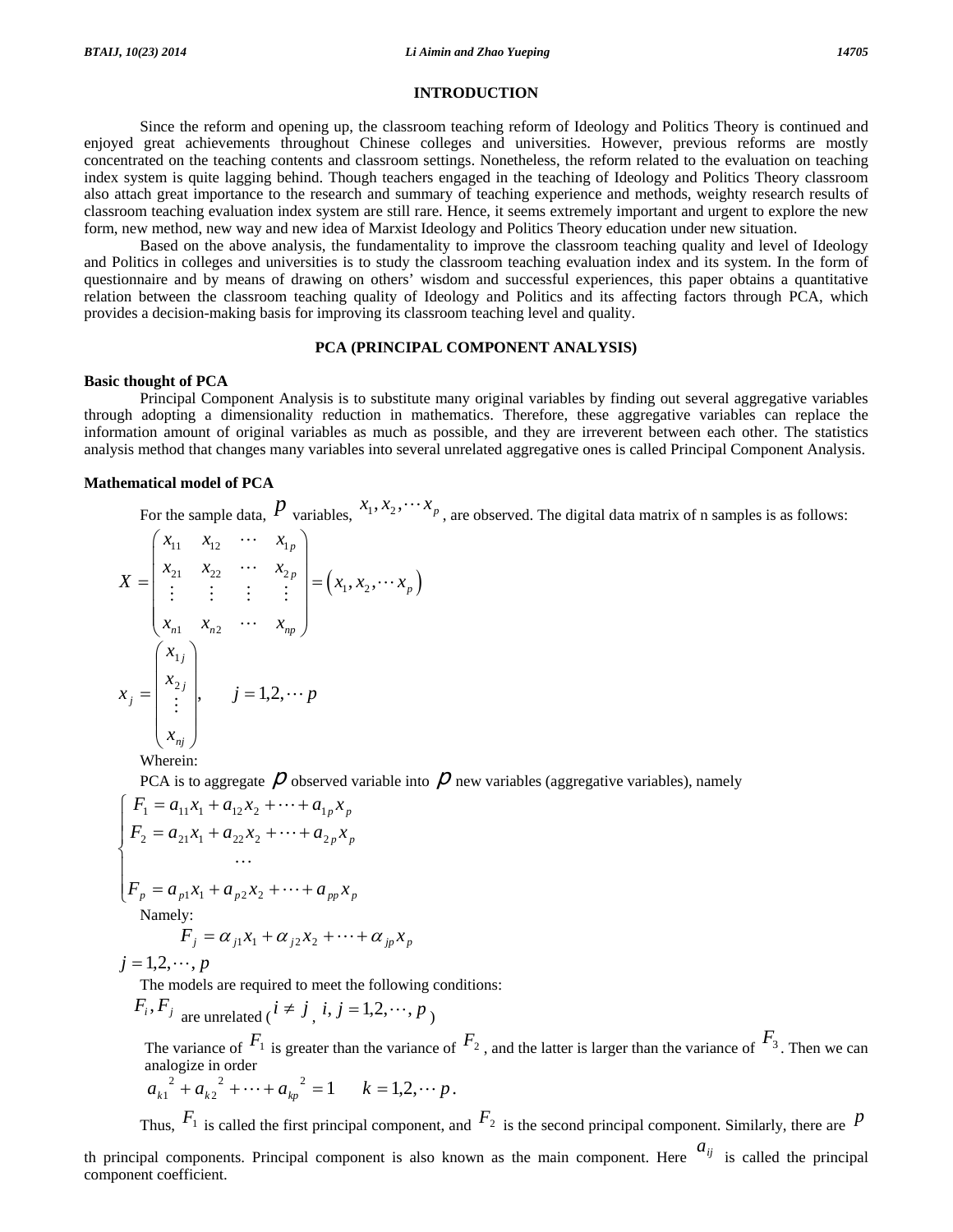## INTRODUCTION

Since the reform and opening up, the classroom teaching reform of Ideology and Politics Theory is continued and enjoyed great achievements throughout Chinese colleges and universities. However, previous reforms are mostly concentrated on the teaching contents and classroom settings. Nonetheless, the reform related to the evaluation on teaching index system is quite lagging behind. Though teachers engaged in the teaching of Ideology and Politics Theory classroom also attach great importance to the research and summary of teaching experience and methods, weighty research results of classroom teaching evaluation index system are still rare. Hence, it seems extremely important and urgent to explore the new form, new method, new way and new idea of Marxist Ideology and Politics Theory education under new situation.

Based on the above analysis, the fundamentality to improve the classroom teaching quality and level of Ideology and Politics in colleges and universities is to study the classroom teaching evaluation index and its system. In the form of questionnaire and by means of drawing on others' wisdom and successful experiences, this paper obtains a quantitative relation between the classroom teaching quality of Ideology and Politics and its affecting factors through PCA, which provides a decision-making basis for improving its classroom teaching level and quality.

## PCA (PRINCIPAL COMPONENT ANALYSIS)

### Basic thought of PCA

Principal Component Analysis is to substitute many original variables by finding out several aggregative variables through adopting a dimensionality reduction in mathematics. Therefore, these aggregative variables can replace the information amount of original variables as much as possible, and they are irreverent between each other. The statistics analysis method that changes many variables into several unrelated aggregative ones is called Principal Component Analysis.

### Mathematical model of PCA

For the sample data, $p$ variables, $x_1, x_2, \cdots x_p$, are observed. The digital data matrix of n samples is as follows:

$$X = \begin{pmatrix} x_{11} & x_{12} & \cdots & x_{1p} \\ x_{21} & x_{22} & \cdots & x_{2p} \\ \vdots & \vdots & \vdots & \vdots \\ x_{n1} & x_{n2} & \cdots & x_{np} \end{pmatrix} = \left(x_1, x_2, \cdots x_p\right)$$

$$x_j = \begin{pmatrix} x_{1j} \\ x_{2j} \\ \vdots \\ x_{nj} \end{pmatrix}, \qquad j = 1,2,\cdots p$$

Wherein:

PCA is to aggregate $p$ observed variable into $p$ new variables (aggregative variables), namely

$$\begin{cases} F_1 = a_{11}x_1 + a_{12}x_2 + \cdots + a_{1p}x_p \\ F_2 = a_{21}x_1 + a_{22}x_2 + \cdots + a_{2p}x_p \\ \qquad\qquad \cdots \\ F_p = a_{p1}x_1 + a_{p2}x_2 + \cdots + a_{pp}x_p \end{cases}$$

Namely:

$$F_j = \alpha_{j1}x_1 + \alpha_{j2}x_2 + \cdots + \alpha_{jp}x_p$$

$j = 1,2,\cdots,p$

The models are required to meet the following conditions:

$F_i, F_j$ are unrelated ($i \neq j$, $i, j = 1,2,\cdots,p$)

The variance of $F_1$ is greater than the variance of $F_2$, and the latter is larger than the variance of $F_3$. Then we can analogize in order

$$a_{k1}^{\ 2} + a_{k2}^{\ 2} + \cdots + a_{kp}^{\ 2} = 1 \qquad k = 1,2,\cdots p.$$

Thus, $F_1$ is called the first principal component, and $F_2$ is the second principal component. Similarly, there are $p$ th principal components. Principal component is also known as the main component. Here $a_{ij}$ is called the principal component coefficient.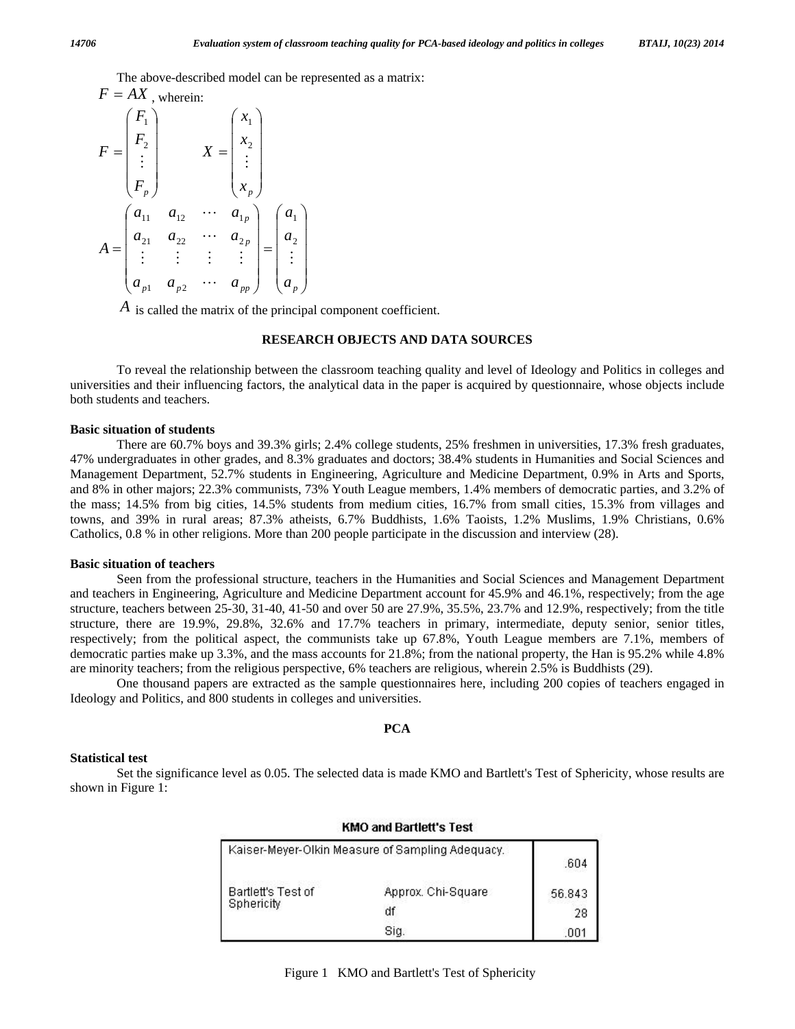The above-described model can be represented as a matrix:

$F = AX$ , wherein:

$$
F = \begin{pmatrix} F_1 \\ F_2 \\ \vdots \\ F_p \end{pmatrix} \qquad X = \begin{pmatrix} x_1 \\ x_2 \\ \vdots \\ x_p \end{pmatrix}
$$

$$
A = \begin{pmatrix} a_{11} & a_{12} & \cdots & a_{1p} \\ a_{21} & a_{22} & \cdots & a_{2p} \\ \vdots & \vdots & \vdots & \vdots \\ a_{p1} & a_{p2} & \cdots & a_{pp} \end{pmatrix} = \begin{pmatrix} a_1 \\ a_2 \\ \vdots \\ a_p \end{pmatrix}
$$

$A$ is called the matrix of the principal component coefficient.

## RESEARCH OBJECTS AND DATA SOURCES

To reveal the relationship between the classroom teaching quality and level of Ideology and Politics in colleges and universities and their influencing factors, the analytical data in the paper is acquired by questionnaire, whose objects include both students and teachers.

### Basic situation of students

There are 60.7% boys and 39.3% girls; 2.4% college students, 25% freshmen in universities, 17.3% fresh graduates, 47% undergraduates in other grades, and 8.3% graduates and doctors; 38.4% students in Humanities and Social Sciences and Management Department, 52.7% students in Engineering, Agriculture and Medicine Department, 0.9% in Arts and Sports, and 8% in other majors; 22.3% communists, 73% Youth League members, 1.4% members of democratic parties, and 3.2% of the mass; 14.5% from big cities, 14.5% students from medium cities, 16.7% from small cities, 15.3% from villages and towns, and 39% in rural areas; 87.3% atheists, 6.7% Buddhists, 1.6% Taoists, 1.2% Muslims, 1.9% Christians, 0.6% Catholics, 0.8 % in other religions. More than 200 people participate in the discussion and interview (28).

### Basic situation of teachers

Seen from the professional structure, teachers in the Humanities and Social Sciences and Management Department and teachers in Engineering, Agriculture and Medicine Department account for 45.9% and 46.1%, respectively; from the age structure, teachers between 25-30, 31-40, 41-50 and over 50 are 27.9%, 35.5%, 23.7% and 12.9%, respectively; from the title structure, there are 19.9%, 29.8%, 32.6% and 17.7% teachers in primary, intermediate, deputy senior, senior titles, respectively; from the political aspect, the communists take up 67.8%, Youth League members are 7.1%, members of democratic parties make up 3.3%, and the mass accounts for 21.8%; from the national property, the Han is 95.2% while 4.8% are minority teachers; from the religious perspective, 6% teachers are religious, wherein 2.5% is Buddhists (29).

One thousand papers are extracted as the sample questionnaires here, including 200 copies of teachers engaged in Ideology and Politics, and 800 students in colleges and universities.

## PCA

### Statistical test

Set the significance level as 0.05. The selected data is made KMO and Bartlett's Test of Sphericity, whose results are shown in Figure 1:

**KMO and Bartlett's Test**

| Kaiser-Meyer-Olkin Measure of Sampling Adequacy. | | .604 |
|---|---|---|
| Bartlett's Test of Sphericity | Approx. Chi-Square | 56.843 |
| | df | 28 |
| | Sig. | .001 |

Figure 1 KMO and Bartlett's Test of Sphericity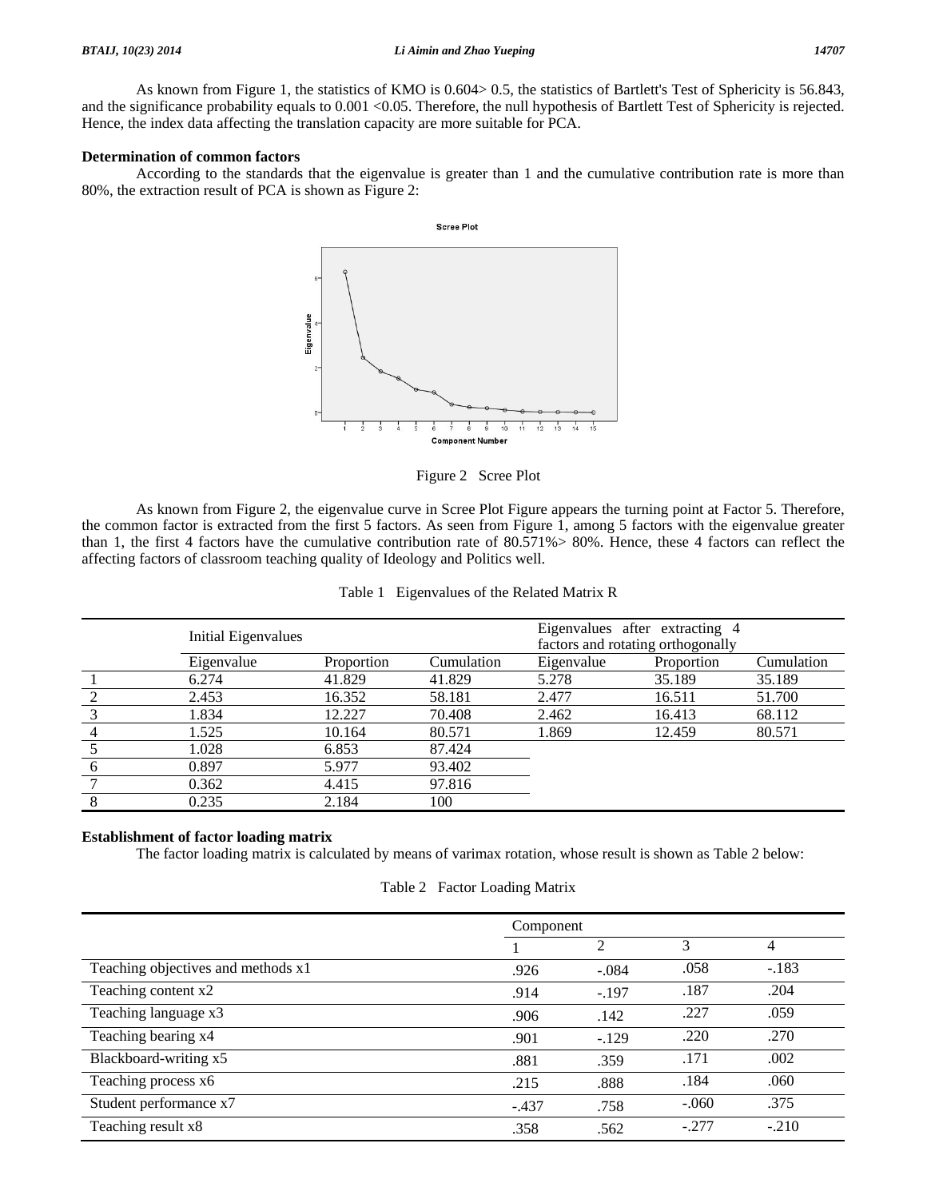As known from Figure 1, the statistics of KMO is 0.604> 0.5, the statistics of Bartlett's Test of Sphericity is 56.843, and the significance probability equals to 0.001 <0.05. Therefore, the null hypothesis of Bartlett Test of Sphericity is rejected. Hence, the index data affecting the translation capacity are more suitable for PCA.

**Determination of common factors**

According to the standards that the eigenvalue is greater than 1 and the cumulative contribution rate is more than 80%, the extraction result of PCA is shown as Figure 2:

Figure 2 Scree Plot

As known from Figure 2, the eigenvalue curve in Scree Plot Figure appears the turning point at Factor 5. Therefore, the common factor is extracted from the first 5 factors. As seen from Figure 1, among 5 factors with the eigenvalue greater than 1, the first 4 factors have the cumulative contribution rate of 80.571%> 80%. Hence, these 4 factors can reflect the affecting factors of classroom teaching quality of Ideology and Politics well.

Table 1 Eigenvalues of the Related Matrix R

| | Initial Eigenvalues | | | Eigenvalues after extracting 4 factors and rotating orthogonally | | |
|---|---|---|---|---|---|---|
| | Eigenvalue | Proportion | Cumulation | Eigenvalue | Proportion | Cumulation |
| 1 | 6.274 | 41.829 | 41.829 | 5.278 | 35.189 | 35.189 |
| 2 | 2.453 | 16.352 | 58.181 | 2.477 | 16.511 | 51.700 |
| 3 | 1.834 | 12.227 | 70.408 | 2.462 | 16.413 | 68.112 |
| 4 | 1.525 | 10.164 | 80.571 | 1.869 | 12.459 | 80.571 |
| 5 | 1.028 | 6.853 | 87.424 | | | |
| 6 | 0.897 | 5.977 | 93.402 | | | |
| 7 | 0.362 | 4.415 | 97.816 | | | |
| 8 | 0.235 | 2.184 | 100 | | | |

**Establishment of factor loading matrix**

The factor loading matrix is calculated by means of varimax rotation, whose result is shown as Table 2 below:

Table 2 Factor Loading Matrix

| | Component | | | |
|---|---|---|---|---|
| | 1 | 2 | 3 | 4 |
| Teaching objectives and methods x1 | .926 | -.084 | .058 | -.183 |
| Teaching content x2 | .914 | -.197 | .187 | .204 |
| Teaching language x3 | .906 | .142 | .227 | .059 |
| Teaching bearing x4 | .901 | -.129 | .220 | .270 |
| Blackboard-writing x5 | .881 | .359 | .171 | .002 |
| Teaching process x6 | .215 | .888 | .184 | .060 |
| Student performance x7 | -.437 | .758 | -.060 | .375 |
| Teaching result x8 | .358 | .562 | -.277 | -.210 |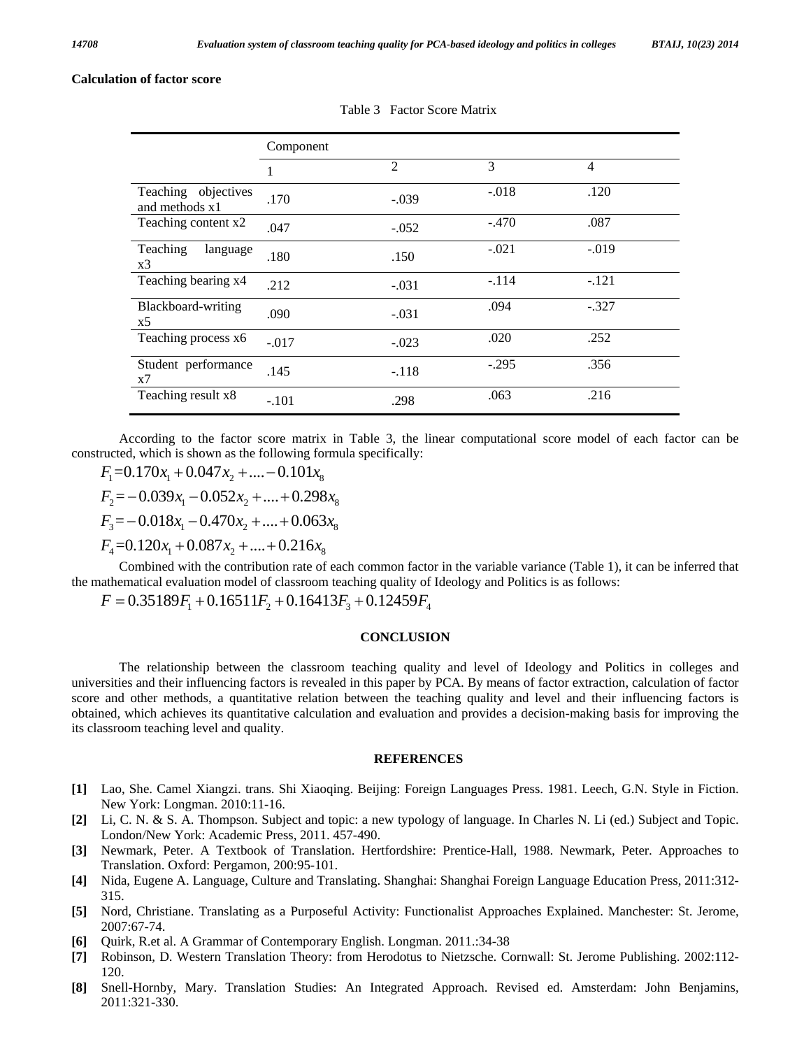### Calculation of factor score

Table 3 Factor Score Matrix

| | Component | | | |
|---|---|---|---|---|
| | 1 | 2 | 3 | 4 |
| Teaching objectives and methods x1 | .170 | -.039 | -.018 | .120 |
| Teaching content x2 | .047 | -.052 | -.470 | .087 |
| Teaching language x3 | .180 | .150 | -.021 | -.019 |
| Teaching bearing x4 | .212 | -.031 | -.114 | -.121 |
| Blackboard-writing x5 | .090 | -.031 | .094 | -.327 |
| Teaching process x6 | -.017 | -.023 | .020 | .252 |
| Student performance x7 | .145 | -.118 | -.295 | .356 |
| Teaching result x8 | -.101 | .298 | .063 | .216 |

According to the factor score matrix in Table 3, the linear computational score model of each factor can be constructed, which is shown as the following formula specifically:

$$F_1 = 0.170x_1 + 0.047x_2 + .... - 0.101x_8$$

$$F_2 = -0.039x_1 - 0.052x_2 + .... + 0.298x_8$$

$$F_3 = -0.018x_1 - 0.470x_2 + .... + 0.063x_8$$

$$F_4 = 0.120x_1 + 0.087x_2 + .... + 0.216x_8$$

Combined with the contribution rate of each common factor in the variable variance (Table 1), it can be inferred that the mathematical evaluation model of classroom teaching quality of Ideology and Politics is as follows:

$$F = 0.35189F_1 + 0.16511F_2 + 0.16413F_3 + 0.12459F_4$$

## CONCLUSION

The relationship between the classroom teaching quality and level of Ideology and Politics in colleges and universities and their influencing factors is revealed in this paper by PCA. By means of factor extraction, calculation of factor score and other methods, a quantitative relation between the teaching quality and level and their influencing factors is obtained, which achieves its quantitative calculation and evaluation and provides a decision-making basis for improving the its classroom teaching level and quality.

## REFERENCES

- **[1]** Lao, She. Camel Xiangzi. trans. Shi Xiaoqing. Beijing: Foreign Languages Press. 1981. Leech, G.N. Style in Fiction. New York: Longman. 2010:11-16.
- **[2]** Li, C. N. & S. A. Thompson. Subject and topic: a new typology of language. In Charles N. Li (ed.) Subject and Topic. London/New York: Academic Press, 2011. 457-490.
- **[3]** Newmark, Peter. A Textbook of Translation. Hertfordshire: Prentice-Hall, 1988. Newmark, Peter. Approaches to Translation. Oxford: Pergamon, 200:95-101.
- **[4]** Nida, Eugene A. Language, Culture and Translating. Shanghai: Shanghai Foreign Language Education Press, 2011:312-315.
- **[5]** Nord, Christiane. Translating as a Purposeful Activity: Functionalist Approaches Explained. Manchester: St. Jerome, 2007:67-74.
- **[6]** Quirk, R.et al. A Grammar of Contemporary English. Longman. 2011.:34-38
- **[7]** Robinson, D. Western Translation Theory: from Herodotus to Nietzsche. Cornwall: St. Jerome Publishing. 2002:112-120.
- **[8]** Snell-Hornby, Mary. Translation Studies: An Integrated Approach. Revised ed. Amsterdam: John Benjamins, 2011:321-330.